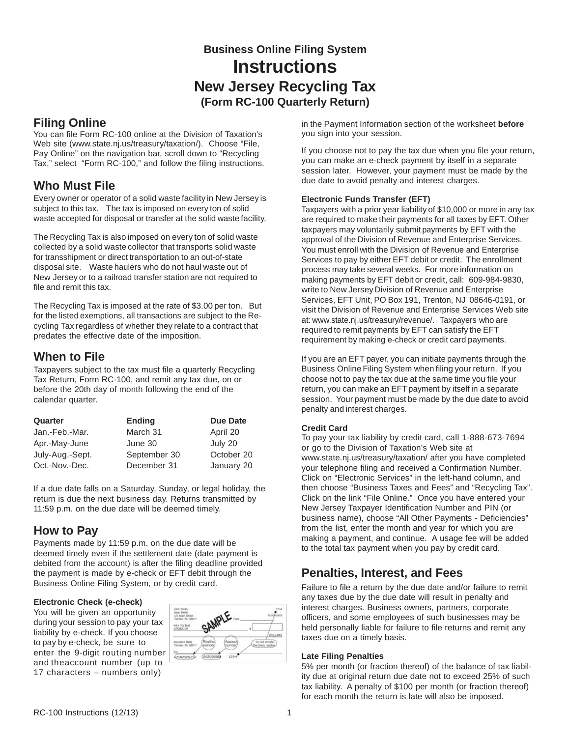# Business Online Filing System

# Instructions

## New Jersey Recycling Tax

### (Form RC-100 Quarterly Return)

## Filing Online

You can file Form RC-100 online at the Division of Taxation's Web site (www.state.nj.us/treasury/taxation/). Choose "File, Pay Online" on the navigation bar, scroll down to "Recycling Tax," select "Form RC-100," and follow the filing instructions.

## Who Must File

Every owner or operator of a solid waste facility in New Jersey is subject to this tax. The tax is imposed on every ton of solid waste accepted for disposal or transfer at the solid waste facility.

The Recycling Tax is also imposed on every ton of solid waste collected by a solid waste collector that transports solid waste for transshipment or direct transportation to an out-of-state disposal site. Waste haulers who do not haul waste out of New Jersey or to a railroad transfer station are not required to file and remit this tax.

The Recycling Tax is imposed at the rate of $3.00 per ton. But for the listed exemptions, all transactions are subject to the Recycling Tax regardless of whether they relate to a contract that predates the effective date of the imposition.

## When to File

Taxpayers subject to the tax must file a quarterly Recycling Tax Return, Form RC-100, and remit any tax due, on or before the 20th day of month following the end of the calendar quarter.

| Quarter | Ending | Due Date |
|---|---|---|
| Jan.-Feb.-Mar. | March 31 | April 20 |
| Apr.-May-June | June 30 | July 20 |
| July-Aug.-Sept. | September 30 | October 20 |
| Oct.-Nov.-Dec. | December 31 | January 20 |

If a due date falls on a Saturday, Sunday, or legal holiday, the return is due the next business day. Returns transmitted by 11:59 p.m. on the due date will be deemed timely.

## How to Pay

Payments made by 11:59 p.m. on the due date will be deemed timely even if the settlement date (date payment is debited from the account) is after the filing deadline provided the payment is made by e-check or EFT debit through the Business Online Filing System, or by credit card.

#### Electronic Check (e-check)

You will be given an opportunity during your session to pay your tax liability by e-check. If you choose to pay by e-check, be sure to enter the 9-digit routing number and the account number (up to 17 characters – numbers only) in the Payment Information section of the worksheet **before** you sign into your session.

If you choose not to pay the tax due when you file your return, you can make an e-check payment by itself in a separate session later. However, your payment must be made by the due date to avoid penalty and interest charges.

#### Electronic Funds Transfer (EFT)

Taxpayers with a prior year liability of $10,000 or more in any tax are required to make their payments for all taxes by EFT. Other taxpayers may voluntarily submit payments by EFT with the approval of the Division of Revenue and Enterprise Services. You must enroll with the Division of Revenue and Enterprise Services to pay by either EFT debit or credit. The enrollment process may take several weeks. For more information on making payments by EFT debit or credit, call: 609-984-9830, write to New Jersey Division of Revenue and Enterprise Services, EFT Unit, PO Box 191, Trenton, NJ 08646-0191, or visit the Division of Revenue and Enterprise Services Web site at: www.state.nj.us/treasury/revenue/. Taxpayers who are required to remit payments by EFT can satisfy the EFT requirement by making e-check or credit card payments.

If you are an EFT payer, you can initiate payments through the Business Online Filing System when filing your return. If you choose not to pay the tax due at the same time you file your return, you can make an EFT payment by itself in a separate session. Your payment must be made by the due date to avoid penalty and interest charges.

#### Credit Card

To pay your tax liability by credit card, call 1-888-673-7694 or go to the Division of Taxation's Web site at www.state.nj.us/treasury/taxation/ after you have completed your telephone filing and received a Confirmation Number. Click on "Electronic Services" in the left-hand column, and then choose "Business Taxes and Fees" and "Recycling Tax". Click on the link "File Online." Once you have entered your New Jersey Taxpayer Identification Number and PIN (or business name), choose "All Other Payments - Deficiencies" from the list, enter the month and year for which you are making a payment, and continue. A usage fee will be added to the total tax payment when you pay by credit card.

## Penalties, Interest, and Fees

Failure to file a return by the due date and/or failure to remit any taxes due by the due date will result in penalty and interest charges. Business owners, partners, corporate officers, and some employees of such businesses may be held personally liable for failure to file returns and remit any taxes due on a timely basis.

#### Late Filing Penalties

5% per month (or fraction thereof) of the balance of tax liability due at original return due date not to exceed 25% of such tax liability. A penalty of $100 per month (or fraction thereof) for each month the return is late will also be imposed.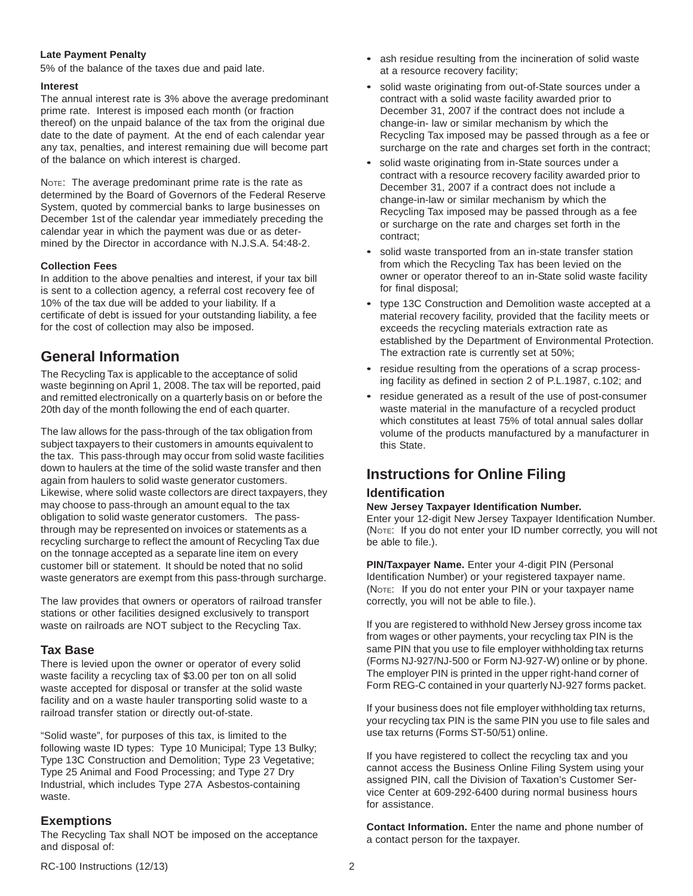**Late Payment Penalty**

5% of the balance of the taxes due and paid late.

**Interest**

The annual interest rate is 3% above the average predominant prime rate. Interest is imposed each month (or fraction thereof) on the unpaid balance of the tax from the original due date to the date of payment. At the end of each calendar year any tax, penalties, and interest remaining due will become part of the balance on which interest is charged.

Note: The average predominant prime rate is the rate as determined by the Board of Governors of the Federal Reserve System, quoted by commercial banks to large businesses on December 1st of the calendar year immediately preceding the calendar year in which the payment was due or as determined by the Director in accordance with N.J.S.A. 54:48-2.

**Collection Fees**

In addition to the above penalties and interest, if your tax bill is sent to a collection agency, a referral cost recovery fee of 10% of the tax due will be added to your liability. If a certificate of debt is issued for your outstanding liability, a fee for the cost of collection may also be imposed.

## General Information

The Recycling Tax is applicable to the acceptance of solid waste beginning on April 1, 2008. The tax will be reported, paid and remitted electronically on a quarterly basis on or before the 20th day of the month following the end of each quarter.

The law allows for the pass-through of the tax obligation from subject taxpayers to their customers in amounts equivalent to the tax. This pass-through may occur from solid waste facilities down to haulers at the time of the solid waste transfer and then again from haulers to solid waste generator customers. Likewise, where solid waste collectors are direct taxpayers, they may choose to pass-through an amount equal to the tax obligation to solid waste generator customers. The pass-through may be represented on invoices or statements as a recycling surcharge to reflect the amount of Recycling Tax due on the tonnage accepted as a separate line item on every customer bill or statement. It should be noted that no solid waste generators are exempt from this pass-through surcharge.

The law provides that owners or operators of railroad transfer stations or other facilities designed exclusively to transport waste on railroads are NOT subject to the Recycling Tax.

### Tax Base

There is levied upon the owner or operator of every solid waste facility a recycling tax of $3.00 per ton on all solid waste accepted for disposal or transfer at the solid waste facility and on a waste hauler transporting solid waste to a railroad transfer station or directly out-of-state.

"Solid waste", for purposes of this tax, is limited to the following waste ID types: Type 10 Municipal; Type 13 Bulky; Type 13C Construction and Demolition; Type 23 Vegetative; Type 25 Animal and Food Processing; and Type 27 Dry Industrial, which includes Type 27A Asbestos-containing waste.

### Exemptions

The Recycling Tax shall NOT be imposed on the acceptance and disposal of:

- ash residue resulting from the incineration of solid waste at a resource recovery facility;
- solid waste originating from out-of-State sources under a contract with a solid waste facility awarded prior to December 31, 2007 if the contract does not include a change-in- law or similar mechanism by which the Recycling Tax imposed may be passed through as a fee or surcharge on the rate and charges set forth in the contract;
- solid waste originating from in-State sources under a contract with a resource recovery facility awarded prior to December 31, 2007 if a contract does not include a change-in-law or similar mechanism by which the Recycling Tax imposed may be passed through as a fee or surcharge on the rate and charges set forth in the contract;
- solid waste transported from an in-state transfer station from which the Recycling Tax has been levied on the owner or operator thereof to an in-State solid waste facility for final disposal;
- type 13C Construction and Demolition waste accepted at a material recovery facility, provided that the facility meets or exceeds the recycling materials extraction rate as established by the Department of Environmental Protection. The extraction rate is currently set at 50%;
- residue resulting from the operations of a scrap processing facility as defined in section 2 of P.L.1987, c.102; and
- residue generated as a result of the use of post-consumer waste material in the manufacture of a recycled product which constitutes at least 75% of total annual sales dollar volume of the products manufactured by a manufacturer in this State.

## Instructions for Online Filing

### Identification

**New Jersey Taxpayer Identification Number.** Enter your 12-digit New Jersey Taxpayer Identification Number. (Note: If you do not enter your ID number correctly, you will not be able to file.).

**PIN/Taxpayer Name.** Enter your 4-digit PIN (Personal Identification Number) or your registered taxpayer name. (Note: If you do not enter your PIN or your taxpayer name correctly, you will not be able to file.).

If you are registered to withhold New Jersey gross income tax from wages or other payments, your recycling tax PIN is the same PIN that you use to file employer withholding tax returns (Forms NJ-927/NJ-500 or Form NJ-927-W) online or by phone. The employer PIN is printed in the upper right-hand corner of Form REG-C contained in your quarterly NJ-927 forms packet.

If your business does not file employer withholding tax returns, your recycling tax PIN is the same PIN you use to file sales and use tax returns (Forms ST-50/51) online.

If you have registered to collect the recycling tax and you cannot access the Business Online Filing System using your assigned PIN, call the Division of Taxation's Customer Service Center at 609-292-6400 during normal business hours for assistance.

**Contact Information.** Enter the name and phone number of a contact person for the taxpayer.

RC-100 Instructions (12/13)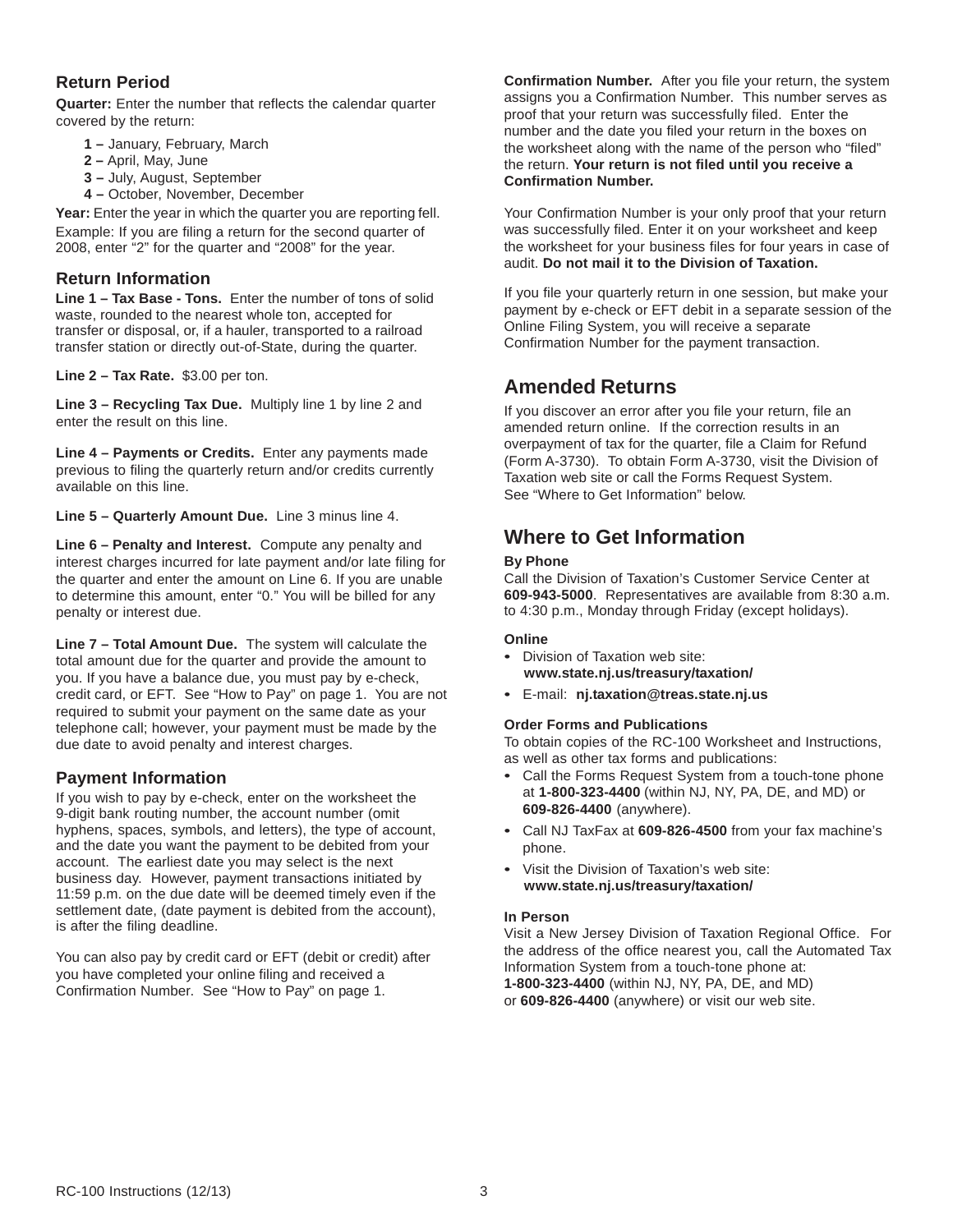### Return Period

**Quarter:** Enter the number that reflects the calendar quarter covered by the return:

- **1 –** January, February, March
- **2 –** April, May, June
- **3 –** July, August, September
- **4 –** October, November, December

**Year:** Enter the year in which the quarter you are reporting fell.

Example: If you are filing a return for the second quarter of 2008, enter "2" for the quarter and "2008" for the year.

### Return Information

**Line 1 – Tax Base - Tons.** Enter the number of tons of solid waste, rounded to the nearest whole ton, accepted for transfer or disposal, or, if a hauler, transported to a railroad transfer station or directly out-of-State, during the quarter.

**Line 2 – Tax Rate.** $3.00 per ton.

**Line 3 – Recycling Tax Due.** Multiply line 1 by line 2 and enter the result on this line.

**Line 4 – Payments or Credits.** Enter any payments made previous to filing the quarterly return and/or credits currently available on this line.

**Line 5 – Quarterly Amount Due.** Line 3 minus line 4.

**Line 6 – Penalty and Interest.** Compute any penalty and interest charges incurred for late payment and/or late filing for the quarter and enter the amount on Line 6. If you are unable to determine this amount, enter "0." You will be billed for any penalty or interest due.

**Line 7 – Total Amount Due.** The system will calculate the total amount due for the quarter and provide the amount to you. If you have a balance due, you must pay by e-check, credit card, or EFT. See "How to Pay" on page 1. You are not required to submit your payment on the same date as your telephone call; however, your payment must be made by the due date to avoid penalty and interest charges.

### Payment Information

If you wish to pay by e-check, enter on the worksheet the 9-digit bank routing number, the account number (omit hyphens, spaces, symbols, and letters), the type of account, and the date you want the payment to be debited from your account. The earliest date you may select is the next business day. However, payment transactions initiated by 11:59 p.m. on the due date will be deemed timely even if the settlement date, (date payment is debited from the account), is after the filing deadline.

You can also pay by credit card or EFT (debit or credit) after you have completed your online filing and received a Confirmation Number. See "How to Pay" on page 1.

**Confirmation Number.** After you file your return, the system assigns you a Confirmation Number. This number serves as proof that your return was successfully filed. Enter the number and the date you filed your return in the boxes on the worksheet along with the name of the person who "filed" the return. **Your return is not filed until you receive a Confirmation Number.**

Your Confirmation Number is your only proof that your return was successfully filed. Enter it on your worksheet and keep the worksheet for your business files for four years in case of audit. **Do not mail it to the Division of Taxation.**

If you file your quarterly return in one session, but make your payment by e-check or EFT debit in a separate session of the Online Filing System, you will receive a separate Confirmation Number for the payment transaction.

## Amended Returns

If you discover an error after you file your return, file an amended return online. If the correction results in an overpayment of tax for the quarter, file a Claim for Refund (Form A-3730). To obtain Form A-3730, visit the Division of Taxation web site or call the Forms Request System. See "Where to Get Information" below.

## Where to Get Information

**By Phone**

Call the Division of Taxation's Customer Service Center at **609-943-5000**. Representatives are available from 8:30 a.m. to 4:30 p.m., Monday through Friday (except holidays).

**Online**

- Division of Taxation web site: **www.state.nj.us/treasury/taxation/**
- E-mail: **nj.taxation@treas.state.nj.us**

**Order Forms and Publications**

To obtain copies of the RC-100 Worksheet and Instructions, as well as other tax forms and publications:

- Call the Forms Request System from a touch-tone phone at **1-800-323-4400** (within NJ, NY, PA, DE, and MD) or **609-826-4400** (anywhere).
- Call NJ TaxFax at **609-826-4500** from your fax machine's phone.
- Visit the Division of Taxation's web site: **www.state.nj.us/treasury/taxation/**

**In Person**

Visit a New Jersey Division of Taxation Regional Office. For the address of the office nearest you, call the Automated Tax Information System from a touch-tone phone at: **1-800-323-4400** (within NJ, NY, PA, DE, and MD) or **609-826-4400** (anywhere) or visit our web site.

RC-100 Instructions (12/13)